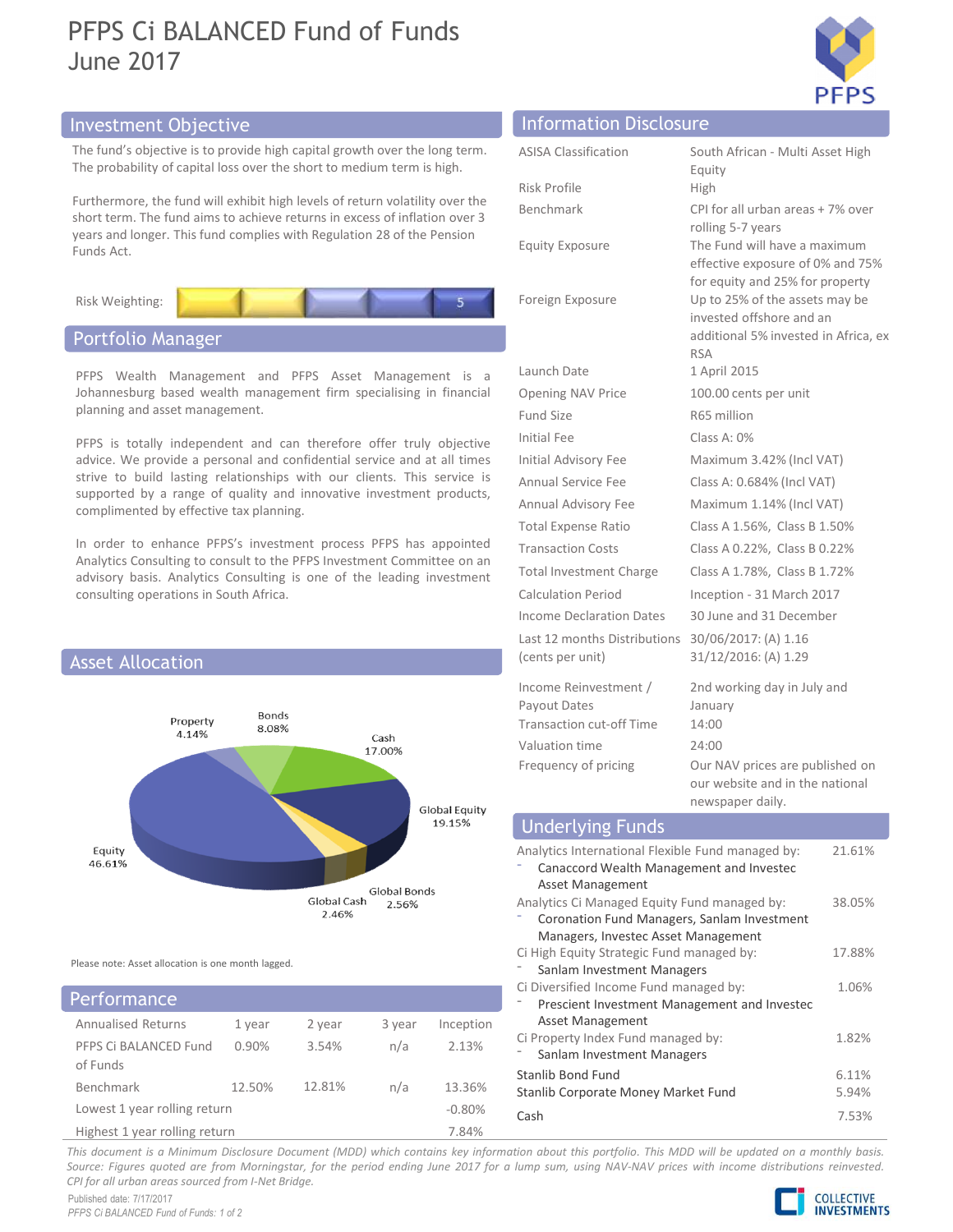# PFPS Ci BALANCED Fund of Funds
June 2017

## Investment Objective

The fund's objective is to provide high capital growth over the long term. The probability of capital loss over the short to medium term is high.

Furthermore, the fund will exhibit high levels of return volatility over the short term. The fund aims to achieve returns in excess of inflation over 3 years and longer. This fund complies with Regulation 28 of the Pension Funds Act.

Risk Weighting: 5

## Portfolio Manager

PFPS Wealth Management and PFPS Asset Management is a Johannesburg based wealth management firm specialising in financial planning and asset management.

PFPS is totally independent and can therefore offer truly objective advice. We provide a personal and confidential service and at all times strive to build lasting relationships with our clients. This service is supported by a range of quality and innovative investment products, complimented by effective tax planning.

In order to enhance PFPS's investment process PFPS has appointed Analytics Consulting to consult to the PFPS Investment Committee on an advisory basis. Analytics Consulting is one of the leading investment consulting operations in South Africa.

## Asset Allocation

| Asset | Allocation |
|---|---|
| Equity | 46.61% |
| Global Equity | 19.15% |
| Cash | 17.00% |
| Bonds | 8.08% |
| Property | 4.14% |
| Global Bonds | 2.56% |
| Global Cash | 2.46% |

Please note: Asset allocation is one month lagged.

## Performance

| Annualised Returns | 1 year | 2 year | 3 year | Inception |
|---|---|---|---|---|
| PFPS Ci BALANCED Fund of Funds | 0.90% | 3.54% | n/a | 2.13% |
| Benchmark | 12.50% | 12.81% | n/a | 13.36% |
| Lowest 1 year rolling return | | | | -0.80% |
| Highest 1 year rolling return | | | | 7.84% |

## Information Disclosure

| | |
|---|---|
| ASISA Classification | South African - Multi Asset High Equity |
| Risk Profile | High |
| Benchmark | CPI for all urban areas + 7% over rolling 5-7 years |
| Equity Exposure | The Fund will have a maximum effective exposure of 0% and 75% for equity and 25% for property |
| Foreign Exposure | Up to 25% of the assets may be invested offshore and an additional 5% invested in Africa, ex RSA |
| Launch Date | 1 April 2015 |
| Opening NAV Price | 100.00 cents per unit |
| Fund Size | R65 million |
| Initial Fee | Class A: 0% |
| Initial Advisory Fee | Maximum 3.42% (Incl VAT) |
| Annual Service Fee | Class A: 0.684% (Incl VAT) |
| Annual Advisory Fee | Maximum 1.14% (Incl VAT) |
| Total Expense Ratio | Class A 1.56%, Class B 1.50% |
| Transaction Costs | Class A 0.22%, Class B 0.22% |
| Total Investment Charge | Class A 1.78%, Class B 1.72% |
| Calculation Period | Inception - 31 March 2017 |
| Income Declaration Dates | 30 June and 31 December |
| Last 12 months Distributions (cents per unit) | 30/06/2017: (A) 1.16<br>31/12/2016: (A) 1.29 |
| Income Reinvestment / Payout Dates | 2nd working day in July and January |
| Transaction cut-off Time | 14:00 |
| Valuation time | 24:00 |
| Frequency of pricing | Our NAV prices are published on our website and in the national newspaper daily. |

## Underlying Funds

| Fund | Weight |
|---|---|
| Analytics International Flexible Fund managed by:<br>- Canaccord Wealth Management and Investec Asset Management | 21.61% |
| Analytics Ci Managed Equity Fund managed by:<br>- Coronation Fund Managers, Sanlam Investment Managers, Investec Asset Management | 38.05% |
| Ci High Equity Strategic Fund managed by:<br>- Sanlam Investment Managers | 17.88% |
| Ci Diversified Income Fund managed by:<br>- Prescient Investment Management and Investec Asset Management | 1.06% |
| Ci Property Index Fund managed by:<br>- Sanlam Investment Managers | 1.82% |
| Stanlib Bond Fund | 6.11% |
| Stanlib Corporate Money Market Fund | 5.94% |
| Cash | 7.53% |

*This document is a Minimum Disclosure Document (MDD) which contains key information about this portfolio. This MDD will be updated on a monthly basis. Source: Figures quoted are from Morningstar, for the period ending June 2017 for a lump sum, using NAV-NAV prices with income distributions reinvested. CPI for all urban areas sourced from I-Net Bridge.*

Published date: 7/17/2017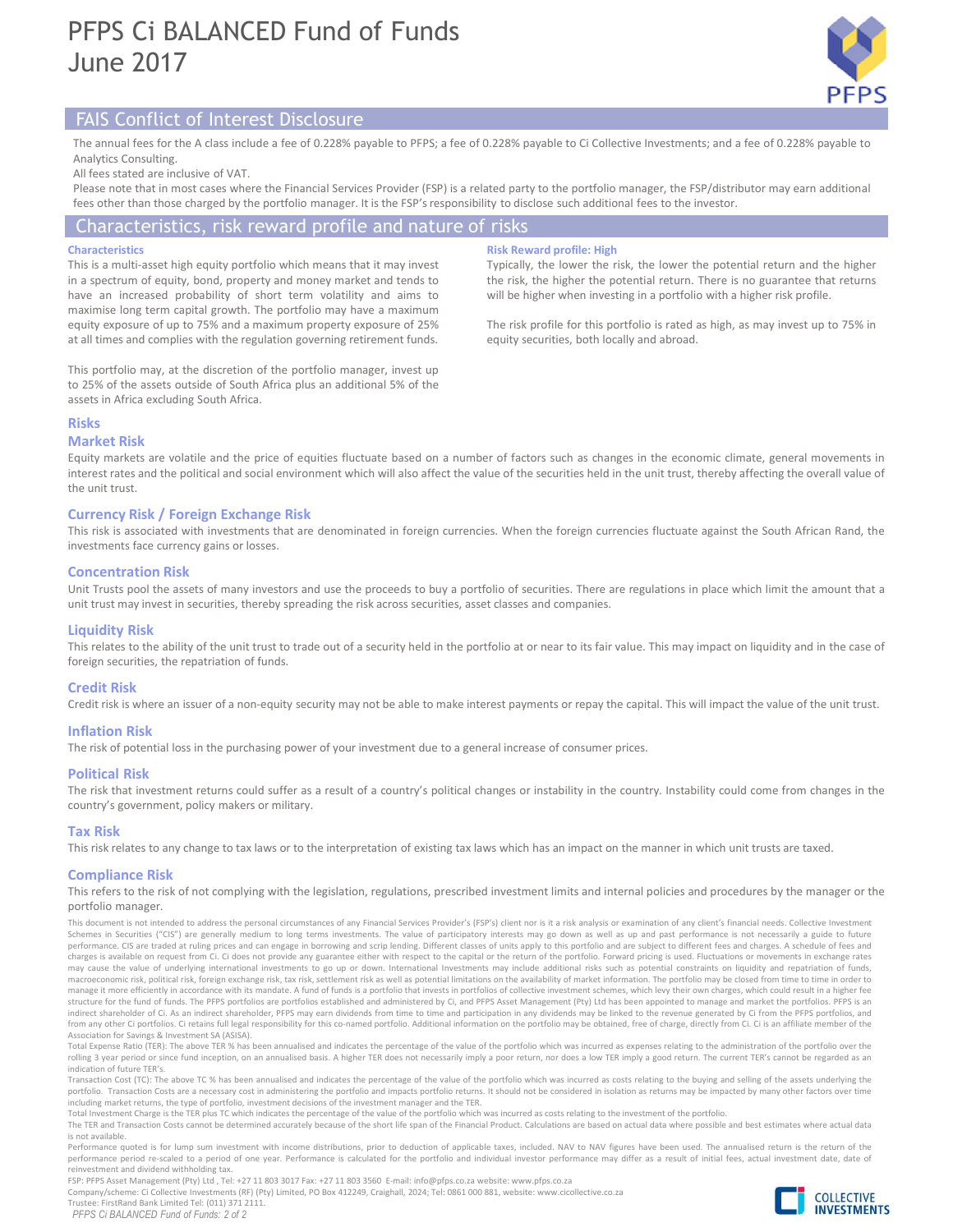# PFPS Ci BALANCED Fund of Funds
# June 2017

## FAIS Conflict of Interest Disclosure

The annual fees for the A class include a fee of 0.228% payable to PFPS; a fee of 0.228% payable to Ci Collective Investments; and a fee of 0.228% payable to Analytics Consulting.

All fees stated are inclusive of VAT.

Please note that in most cases where the Financial Services Provider (FSP) is a related party to the portfolio manager, the FSP/distributor may earn additional fees other than those charged by the portfolio manager. It is the FSP's responsibility to disclose such additional fees to the investor.

## Characteristics, risk reward profile and nature of risks

### Characteristics

This is a multi-asset high equity portfolio which means that it may invest in a spectrum of equity, bond, property and money market and tends to have an increased probability of short term volatility and aims to maximise long term capital growth. The portfolio may have a maximum equity exposure of up to 75% and a maximum property exposure of 25% at all times and complies with the regulation governing retirement funds.

This portfolio may, at the discretion of the portfolio manager, invest up to 25% of the assets outside of South Africa plus an additional 5% of the assets in Africa excluding South Africa.

### Risk Reward profile: High

Typically, the lower the risk, the lower the potential return and the higher the risk, the higher the potential return. There is no guarantee that returns will be higher when investing in a portfolio with a higher risk profile.

The risk profile for this portfolio is rated as high, as may invest up to 75% in equity securities, both locally and abroad.

### Risks

#### Market Risk

Equity markets are volatile and the price of equities fluctuate based on a number of factors such as changes in the economic climate, general movements in interest rates and the political and social environment which will also affect the value of the securities held in the unit trust, thereby affecting the overall value of the unit trust.

#### Currency Risk / Foreign Exchange Risk

This risk is associated with investments that are denominated in foreign currencies. When the foreign currencies fluctuate against the South African Rand, the investments face currency gains or losses.

#### Concentration Risk

Unit Trusts pool the assets of many investors and use the proceeds to buy a portfolio of securities. There are regulations in place which limit the amount that a unit trust may invest in securities, thereby spreading the risk across securities, asset classes and companies.

#### Liquidity Risk

This relates to the ability of the unit trust to trade out of a security held in the portfolio at or near to its fair value. This may impact on liquidity and in the case of foreign securities, the repatriation of funds.

#### Credit Risk

Credit risk is where an issuer of a non-equity security may not be able to make interest payments or repay the capital. This will impact the value of the unit trust.

#### Inflation Risk

The risk of potential loss in the purchasing power of your investment due to a general increase of consumer prices.

#### Political Risk

The risk that investment returns could suffer as a result of a country's political changes or instability in the country. Instability could come from changes in the country's government, policy makers or military.

#### Tax Risk

This risk relates to any change to tax laws or to the interpretation of existing tax laws which has an impact on the manner in which unit trusts are taxed.

#### Compliance Risk

This refers to the risk of not complying with the legislation, regulations, prescribed investment limits and internal policies and procedures by the manager or the portfolio manager.

This document is not intended to address the personal circumstances of any Financial Services Provider's (FSP's) client nor is it a risk analysis or examination of any client's financial needs. Collective Investment Schemes in Securities ("CIS") are generally medium to long terms investments. The value of participatory interests may go down as well as up and past performance is not necessarily a guide to future performance. CIS are traded at ruling prices and can engage in borrowing and scrip lending. Different classes of units apply to this portfolio and are subject to different fees and charges. A schedule of fees and charges is available on request from Ci. Ci does not provide any guarantee either with respect to the capital or the return of the portfolio. Forward pricing is used. Fluctuations or movements in exchange rates may cause the value of underlying international investments to go up or down. International Investments may include additional risks such as potential constraints on liquidity and repatriation of funds, macroeconomic risk, political risk, foreign exchange risk, tax risk, settlement risk as well as potential limitations on the availability of market information. The portfolio may be closed from time to time in order to manage it more efficiently in accordance with its mandate. A fund of funds is a portfolio that invests in portfolios of collective investment schemes, which levy their own charges, which could result in a higher fee structure for the fund of funds. The PFPS portfolios are portfolios established and administered by Ci, and PFPS Asset Management (Pty) Ltd has been appointed to manage and market the portfolios. PFPS is an indirect shareholder of Ci. As an indirect shareholder, PFPS may earn dividends from time to time and participation in any dividends may be linked to the revenue generated by Ci from the PFPS portfolios, and from any other Ci portfolios. Ci retains full legal responsibility for this co-named portfolio. Additional information on the portfolio may be obtained, free of charge, directly from Ci. Ci is an affiliate member of the Association for Savings & Investment SA (ASISA).

Total Expense Ratio (TER): The above TER % has been annualised and indicates the percentage of the value of the portfolio which was incurred as expenses relating to the administration of the portfolio over the rolling 3 year period or since fund inception, on an annualised basis. A higher TER does not necessarily imply a poor return, nor does a low TER imply a good return. The current TER's cannot be regarded as an indication of future TER's.

Transaction Cost (TC): The above TC % has been annualised and indicates the percentage of the value of the portfolio which was incurred as costs relating to the buying and selling of the assets underlying the portfolio. Transaction Costs are a necessary cost in administering the portfolio and impacts portfolio returns. It should not be considered in isolation as returns may be impacted by many other factors over time including market returns, the type of portfolio, investment decisions of the investment manager and the TER.

Total Investment Charge is the TER plus TC which indicates the percentage of the value of the portfolio which was incurred as costs relating to the investment of the portfolio.

The TER and Transaction Costs cannot be determined accurately because of the short life span of the Financial Product. Calculations are based on actual data where possible and best estimates where actual data is not available.

Performance quoted is for lump sum investment with income distributions, prior to deduction of applicable taxes, included. NAV to NAV figures have been used. The annualised return is the return of the performance period re-scaled to a period of one year. Performance is calculated for the portfolio and individual investor performance may differ as a result of initial fees, actual investment date, date of reinvestment and dividend withholding tax.

FSP: PFPS Asset Management (Pty) Ltd , Tel: +27 11 803 3017 Fax: +27 11 803 3560 E-mail: info@pfps.co.za website: www.pfps.co.za

Company/scheme: Ci Collective Investments (RF) (Pty) Limited, PO Box 412249, Craighall, 2024; Tel: 0861 000 881, website: www.cicollective.co.za

Trustee: FirstRand Bank Limited Tel: (011) 371 2111.